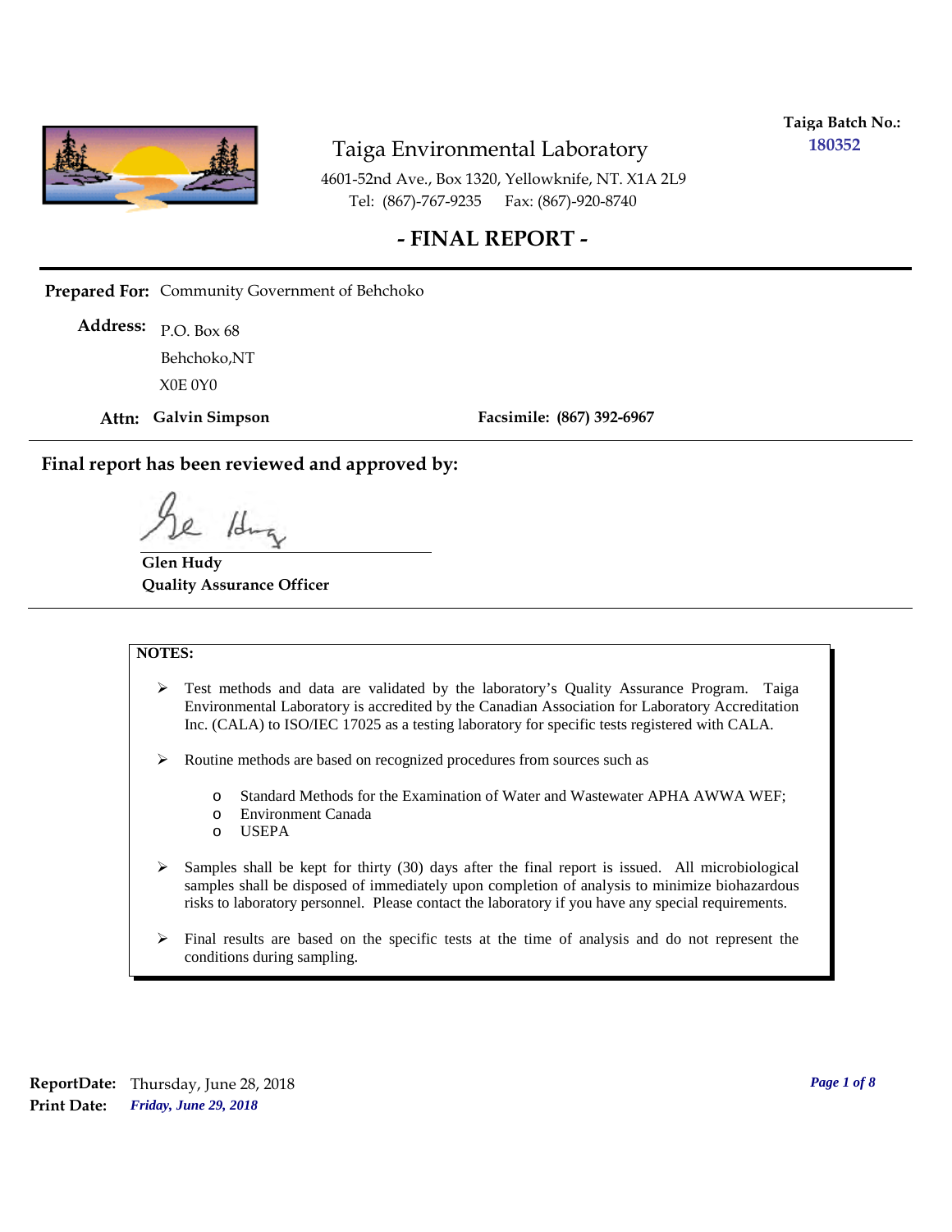**Taiga Batch No.:** 180352

# Taiga Environmental Laboratory

4601-52nd Ave., Box 1320, Yellowknife, NT. X1A 2L9
Tel: (867)-767-9235 Fax: (867)-920-8740

## - FINAL REPORT -

**Prepared For:** Community Government of Behchoko

**Address:** P.O. Box 68
Behchoko,NT
X0E 0Y0

**Attn: Galvin Simpson** **Facsimile: (867) 392-6967**

**Final report has been reviewed and approved by:**

**Glen Hudy**
**Quality Assurance Officer**

**NOTES:**

- Test methods and data are validated by the laboratory's Quality Assurance Program. Taiga Environmental Laboratory is accredited by the Canadian Association for Laboratory Accreditation Inc. (CALA) to ISO/IEC 17025 as a testing laboratory for specific tests registered with CALA.
- Routine methods are based on recognized procedures from sources such as
  - Standard Methods for the Examination of Water and Wastewater APHA AWWA WEF;
  - Environment Canada
  - USEPA
- Samples shall be kept for thirty (30) days after the final report is issued. All microbiological samples shall be disposed of immediately upon completion of analysis to minimize biohazardous risks to laboratory personnel. Please contact the laboratory if you have any special requirements.
- Final results are based on the specific tests at the time of analysis and do not represent the conditions during sampling.

**ReportDate:** Thursday, June 28, 2018
**Print Date:** *Friday, June 29, 2018*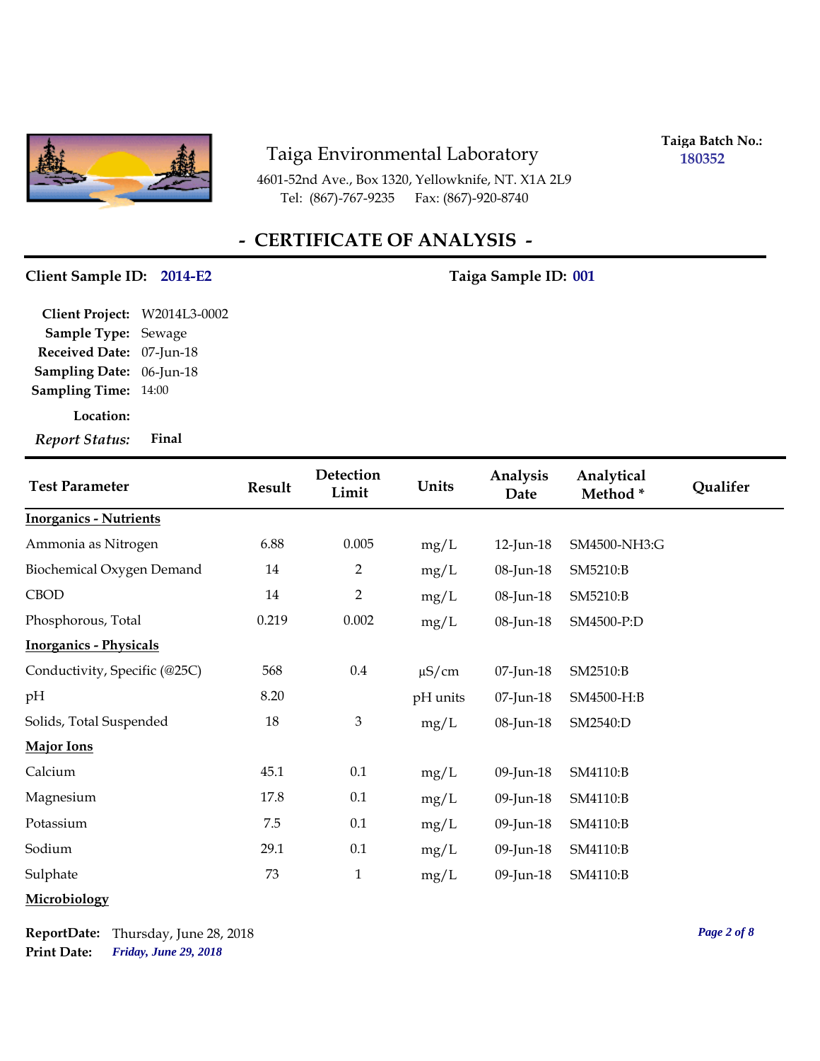Taiga Environmental Laboratory

4601-52nd Ave., Box 1320, Yellowknife, NT. X1A 2L9
Tel: (867)-767-9235 Fax: (867)-920-8740

**Taiga Batch No.:** 180352

# - CERTIFICATE OF ANALYSIS -

**Client Sample ID:** 2014-E2 **Taiga Sample ID:** 001

**Client Project:** W2014L3-0002
**Sample Type:** Sewage
**Received Date:** 07-Jun-18
**Sampling Date:** 06-Jun-18
**Sampling Time:** 14:00
**Location:**
***Report Status:*** **Final**

| Test Parameter | Result | Detection Limit | Units | Analysis Date | Analytical Method * | Qualifer |
|---|---|---|---|---|---|---|
| **Inorganics - Nutrients** | | | | | | |
| Ammonia as Nitrogen | 6.88 | 0.005 | mg/L | 12-Jun-18 | SM4500-NH3:G | |
| Biochemical Oxygen Demand | 14 | 2 | mg/L | 08-Jun-18 | SM5210:B | |
| CBOD | 14 | 2 | mg/L | 08-Jun-18 | SM5210:B | |
| Phosphorous, Total | 0.219 | 0.002 | mg/L | 08-Jun-18 | SM4500-P:D | |
| **Inorganics - Physicals** | | | | | | |
| Conductivity, Specific (@25C) | 568 | 0.4 | µS/cm | 07-Jun-18 | SM2510:B | |
| pH | 8.20 | | pH units | 07-Jun-18 | SM4500-H:B | |
| Solids, Total Suspended | 18 | 3 | mg/L | 08-Jun-18 | SM2540:D | |
| **Major Ions** | | | | | | |
| Calcium | 45.1 | 0.1 | mg/L | 09-Jun-18 | SM4110:B | |
| Magnesium | 17.8 | 0.1 | mg/L | 09-Jun-18 | SM4110:B | |
| Potassium | 7.5 | 0.1 | mg/L | 09-Jun-18 | SM4110:B | |
| Sodium | 29.1 | 0.1 | mg/L | 09-Jun-18 | SM4110:B | |
| Sulphate | 73 | 1 | mg/L | 09-Jun-18 | SM4110:B | |
| **Microbiology** | | | | | | |

**ReportDate:** Thursday, June 28, 2018
**Print Date:** *Friday, June 29, 2018*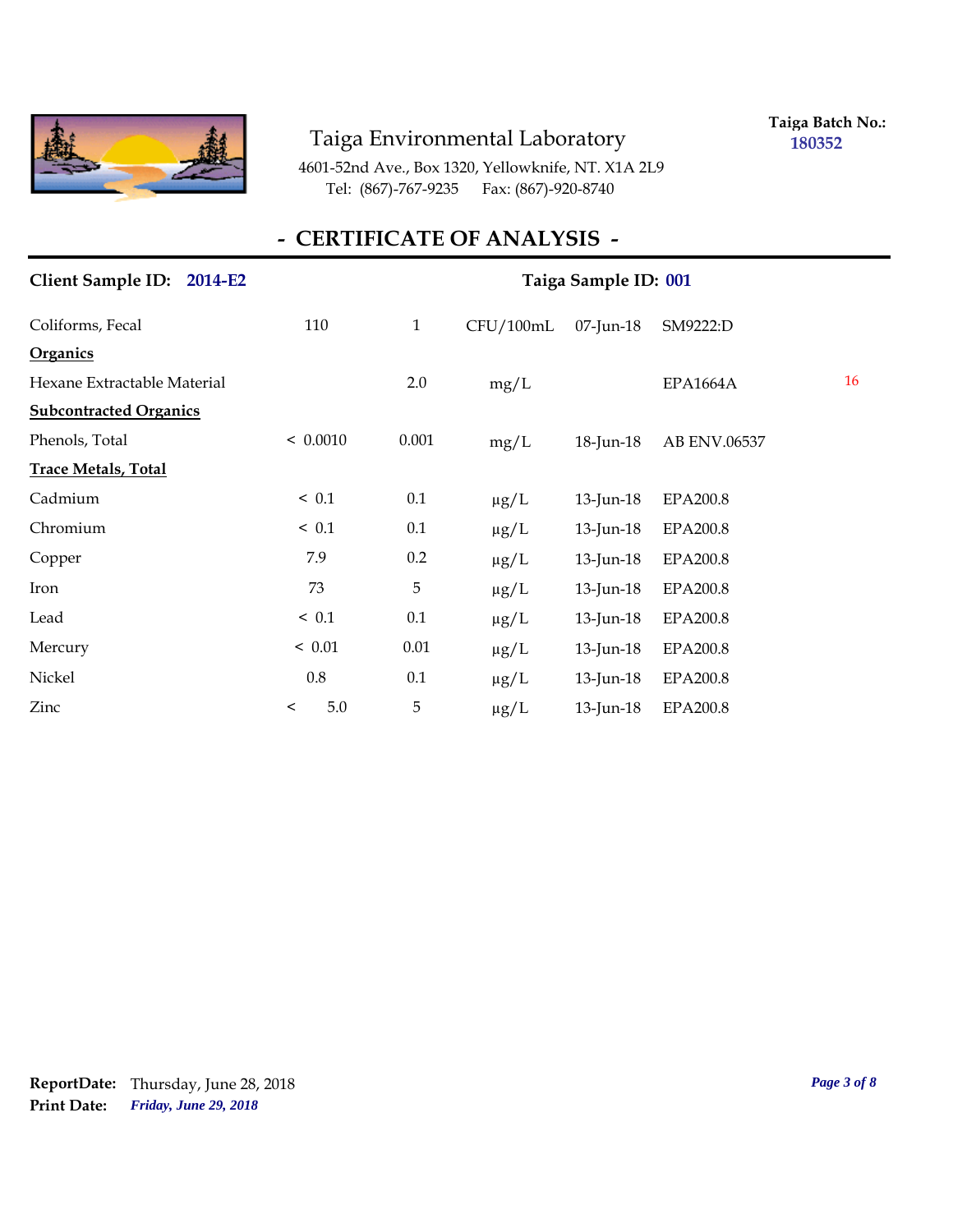Taiga Environmental Laboratory

4601-52nd Ave., Box 1320, Yellowknife, NT. X1A 2L9
Tel: (867)-767-9235 Fax: (867)-920-8740

**Taiga Batch No.:** 180352

## - CERTIFICATE OF ANALYSIS -

**Client Sample ID: 2014-E2** **Taiga Sample ID: 001**

| | | | | | | |
|---|---|---|---|---|---|---|
| Coliforms, Fecal | 110 | 1 | CFU/100mL | 07-Jun-18 | SM9222:D | |
| **Organics** | | | | | | |
| Hexane Extractable Material | | 2.0 | mg/L | | EPA1664A | 16 |
| **Subcontracted Organics** | | | | | | |
| Phenols, Total | < 0.0010 | 0.001 | mg/L | 18-Jun-18 | AB ENV.06537 | |
| **Trace Metals, Total** | | | | | | |
| Cadmium | < 0.1 | 0.1 | µg/L | 13-Jun-18 | EPA200.8 | |
| Chromium | < 0.1 | 0.1 | µg/L | 13-Jun-18 | EPA200.8 | |
| Copper | 7.9 | 0.2 | µg/L | 13-Jun-18 | EPA200.8 | |
| Iron | 73 | 5 | µg/L | 13-Jun-18 | EPA200.8 | |
| Lead | < 0.1 | 0.1 | µg/L | 13-Jun-18 | EPA200.8 | |
| Mercury | < 0.01 | 0.01 | µg/L | 13-Jun-18 | EPA200.8 | |
| Nickel | 0.8 | 0.1 | µg/L | 13-Jun-18 | EPA200.8 | |
| Zinc | < 5.0 | 5 | µg/L | 13-Jun-18 | EPA200.8 | |

**ReportDate:** Thursday, June 28, 2018
**Print Date:** *Friday, June 29, 2018*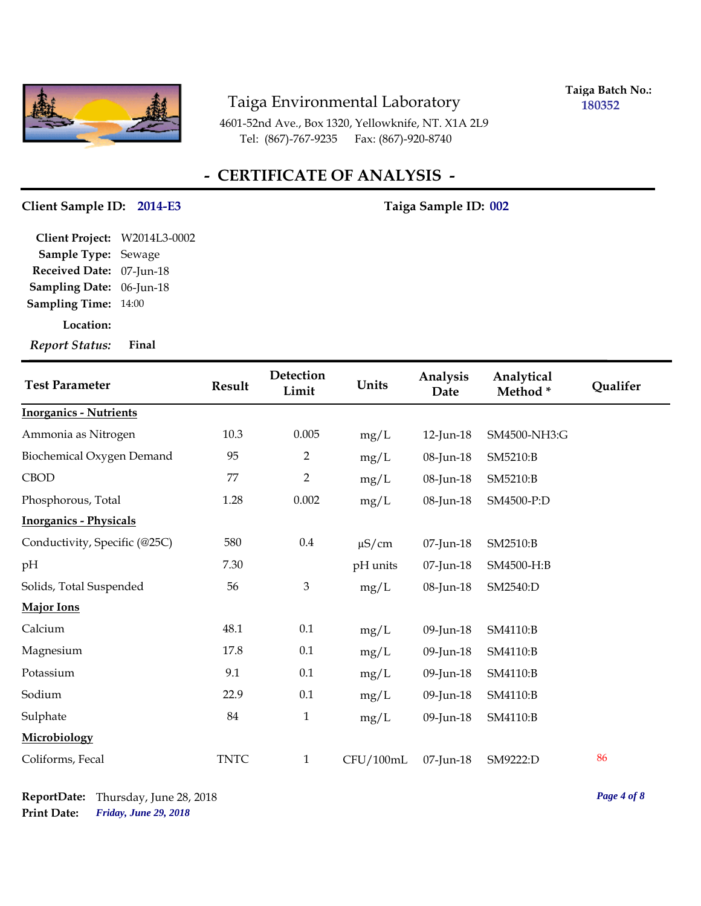Taiga Environmental Laboratory

4601-52nd Ave., Box 1320, Yellowknife, NT. X1A 2L9

Tel: (867)-767-9235 Fax: (867)-920-8740

**Taiga Batch No.:** 180352

# - CERTIFICATE OF ANALYSIS -

**Client Sample ID:** 2014-E3 **Taiga Sample ID:** 002

**Client Project:** W2014L3-0002
**Sample Type:** Sewage
**Received Date:** 07-Jun-18
**Sampling Date:** 06-Jun-18
**Sampling Time:** 14:00
**Location:**
***Report Status:*** **Final**

| Test Parameter | Result | Detection Limit | Units | Analysis Date | Analytical Method * | Qualifer |
|---|---|---|---|---|---|---|
| **Inorganics - Nutrients** | | | | | | |
| Ammonia as Nitrogen | 10.3 | 0.005 | mg/L | 12-Jun-18 | SM4500-NH3:G | |
| Biochemical Oxygen Demand | 95 | 2 | mg/L | 08-Jun-18 | SM5210:B | |
| CBOD | 77 | 2 | mg/L | 08-Jun-18 | SM5210:B | |
| Phosphorous, Total | 1.28 | 0.002 | mg/L | 08-Jun-18 | SM4500-P:D | |
| **Inorganics - Physicals** | | | | | | |
| Conductivity, Specific (@25C) | 580 | 0.4 | µS/cm | 07-Jun-18 | SM2510:B | |
| pH | 7.30 | | pH units | 07-Jun-18 | SM4500-H:B | |
| Solids, Total Suspended | 56 | 3 | mg/L | 08-Jun-18 | SM2540:D | |
| **Major Ions** | | | | | | |
| Calcium | 48.1 | 0.1 | mg/L | 09-Jun-18 | SM4110:B | |
| Magnesium | 17.8 | 0.1 | mg/L | 09-Jun-18 | SM4110:B | |
| Potassium | 9.1 | 0.1 | mg/L | 09-Jun-18 | SM4110:B | |
| Sodium | 22.9 | 0.1 | mg/L | 09-Jun-18 | SM4110:B | |
| Sulphate | 84 | 1 | mg/L | 09-Jun-18 | SM4110:B | |
| **Microbiology** | | | | | | |
| Coliforms, Fecal | TNTC | 1 | CFU/100mL | 07-Jun-18 | SM9222:D | 86 |

**ReportDate:** Thursday, June 28, 2018
**Print Date:** *Friday, June 29, 2018*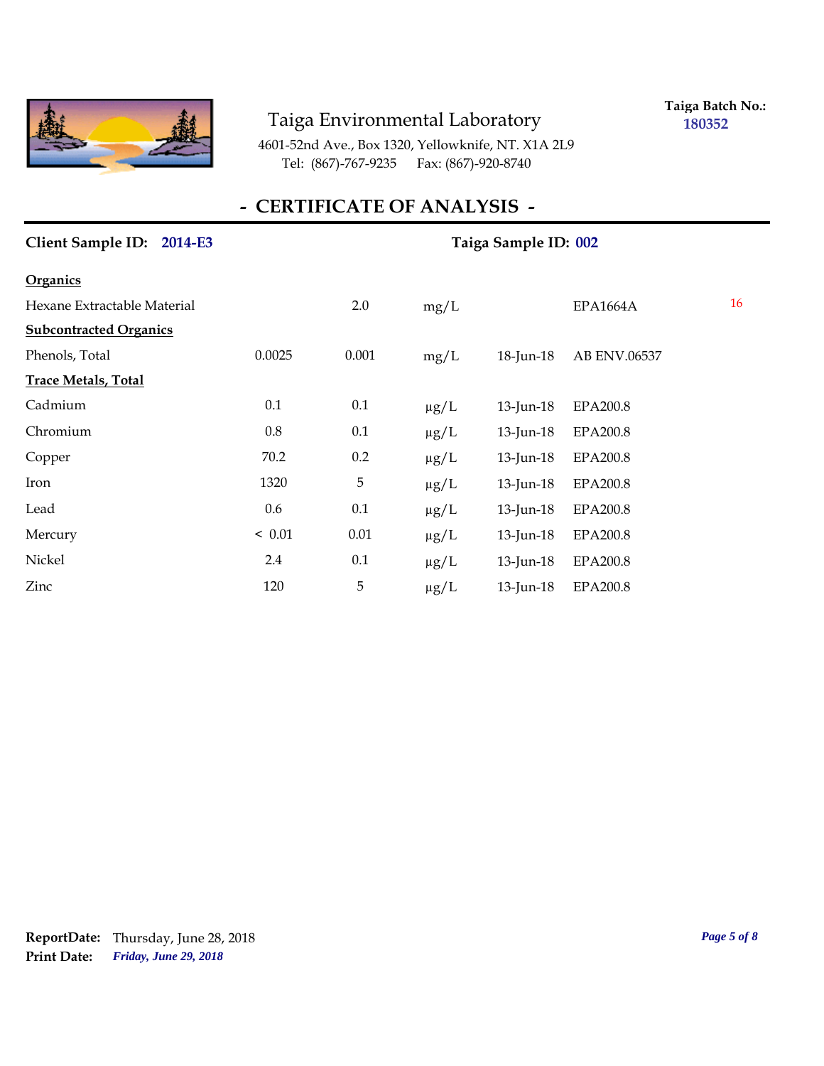Taiga Environmental Laboratory

4601-52nd Ave., Box 1320, Yellowknife, NT. X1A 2L9
Tel: (867)-767-9235 Fax: (867)-920-8740

**Taiga Batch No.:** 180352

# - CERTIFICATE OF ANALYSIS -

**Client Sample ID:** 2014-E3 **Taiga Sample ID:** 002

| | | | | | | |
|---|---|---|---|---|---|---|
| **Organics** | | | | | | |
| Hexane Extractable Material | | 2.0 | mg/L | | EPA1664A | 16 |
| **Subcontracted Organics** | | | | | | |
| Phenols, Total | 0.0025 | 0.001 | mg/L | 18-Jun-18 | AB ENV.06537 | |
| **Trace Metals, Total** | | | | | | |
| Cadmium | 0.1 | 0.1 | µg/L | 13-Jun-18 | EPA200.8 | |
| Chromium | 0.8 | 0.1 | µg/L | 13-Jun-18 | EPA200.8 | |
| Copper | 70.2 | 0.2 | µg/L | 13-Jun-18 | EPA200.8 | |
| Iron | 1320 | 5 | µg/L | 13-Jun-18 | EPA200.8 | |
| Lead | 0.6 | 0.1 | µg/L | 13-Jun-18 | EPA200.8 | |
| Mercury | < 0.01 | 0.01 | µg/L | 13-Jun-18 | EPA200.8 | |
| Nickel | 2.4 | 0.1 | µg/L | 13-Jun-18 | EPA200.8 | |
| Zinc | 120 | 5 | µg/L | 13-Jun-18 | EPA200.8 | |

**ReportDate:** Thursday, June 28, 2018
**Print Date:** *Friday, June 29, 2018*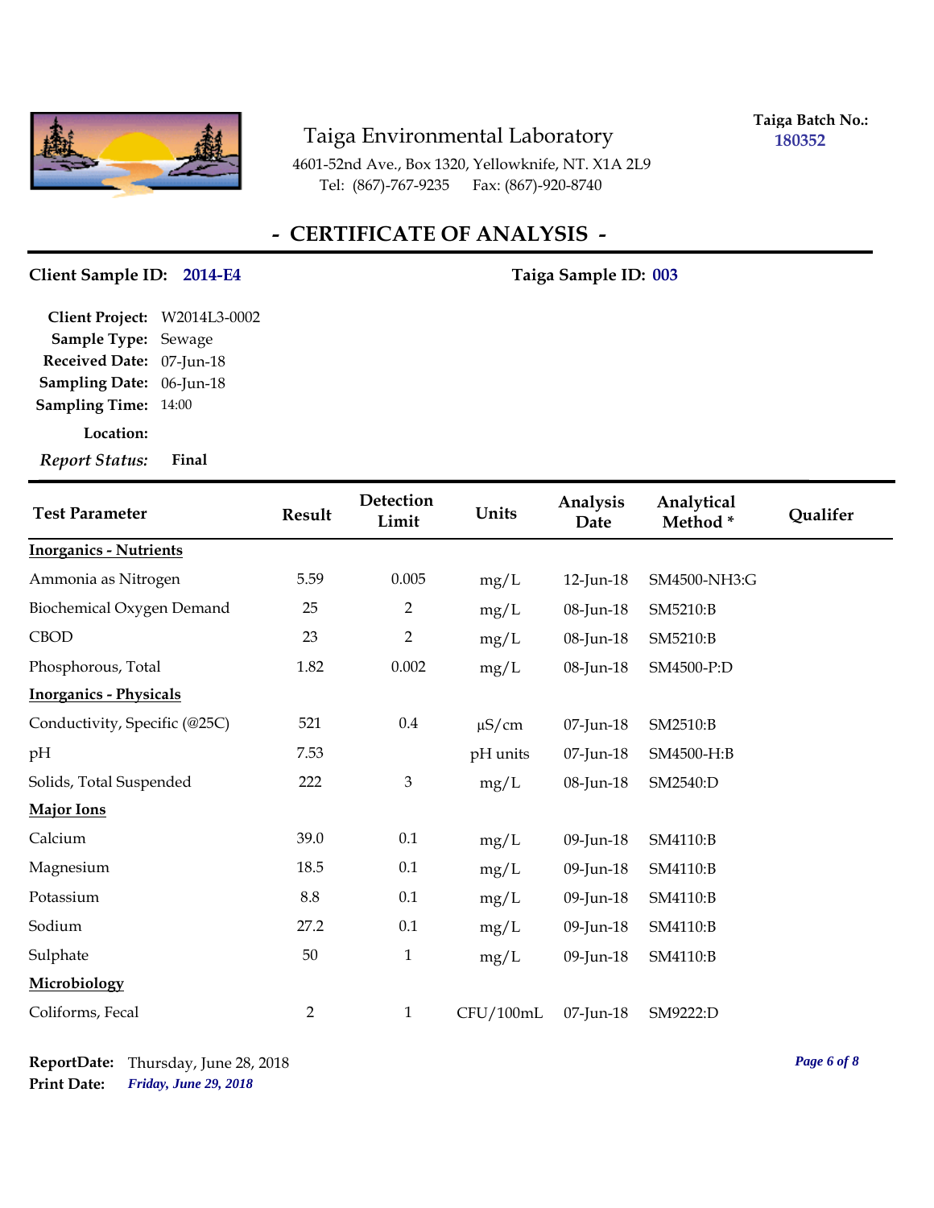Taiga Environmental Laboratory

4601-52nd Ave., Box 1320, Yellowknife, NT. X1A 2L9

Tel: (867)-767-9235 Fax: (867)-920-8740

**Taiga Batch No.:** 180352

# - CERTIFICATE OF ANALYSIS -

**Client Sample ID:** 2014-E4 **Taiga Sample ID:** 003

**Client Project:** W2014L3-0002
**Sample Type:** Sewage
**Received Date:** 07-Jun-18
**Sampling Date:** 06-Jun-18
**Sampling Time:** 14:00
**Location:**
***Report Status:*** **Final**

| Test Parameter | Result | Detection Limit | Units | Analysis Date | Analytical Method * | Qualifer |
|---|---|---|---|---|---|---|
| **Inorganics - Nutrients** | | | | | | |
| Ammonia as Nitrogen | 5.59 | 0.005 | mg/L | 12-Jun-18 | SM4500-NH3:G | |
| Biochemical Oxygen Demand | 25 | 2 | mg/L | 08-Jun-18 | SM5210:B | |
| CBOD | 23 | 2 | mg/L | 08-Jun-18 | SM5210:B | |
| Phosphorous, Total | 1.82 | 0.002 | mg/L | 08-Jun-18 | SM4500-P:D | |
| **Inorganics - Physicals** | | | | | | |
| Conductivity, Specific (@25C) | 521 | 0.4 | µS/cm | 07-Jun-18 | SM2510:B | |
| pH | 7.53 | | pH units | 07-Jun-18 | SM4500-H:B | |
| Solids, Total Suspended | 222 | 3 | mg/L | 08-Jun-18 | SM2540:D | |
| **Major Ions** | | | | | | |
| Calcium | 39.0 | 0.1 | mg/L | 09-Jun-18 | SM4110:B | |
| Magnesium | 18.5 | 0.1 | mg/L | 09-Jun-18 | SM4110:B | |
| Potassium | 8.8 | 0.1 | mg/L | 09-Jun-18 | SM4110:B | |
| Sodium | 27.2 | 0.1 | mg/L | 09-Jun-18 | SM4110:B | |
| Sulphate | 50 | 1 | mg/L | 09-Jun-18 | SM4110:B | |
| **Microbiology** | | | | | | |
| Coliforms, Fecal | 2 | 1 | CFU/100mL | 07-Jun-18 | SM9222:D | |

**ReportDate:** Thursday, June 28, 2018
**Print Date:** *Friday, June 29, 2018*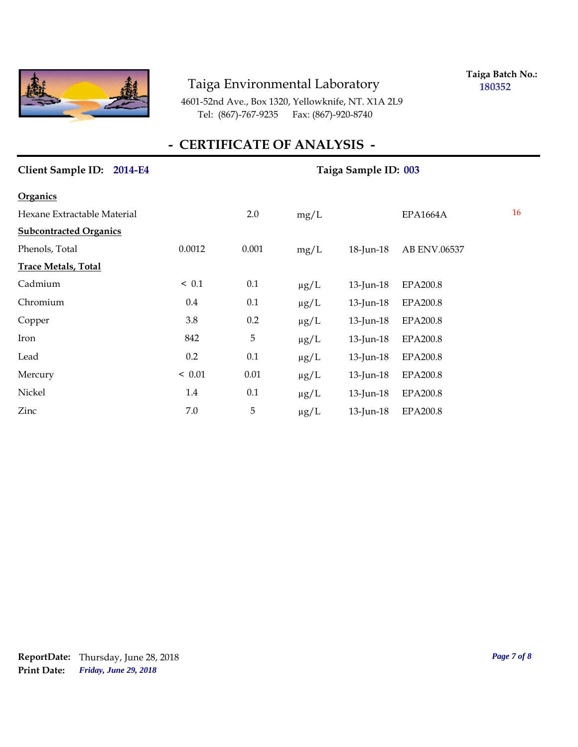# Taiga Environmental Laboratory

4601-52nd Ave., Box 1320, Yellowknife, NT. X1A 2L9
Tel: (867)-767-9235 Fax: (867)-920-8740

**Taiga Batch No.:** 180352

## - CERTIFICATE OF ANALYSIS -

**Client Sample ID:** 2014-E4 **Taiga Sample ID:** 003

| | | | | | | |
|---|---|---|---|---|---|---|
| **Organics** | | | | | | |
| Hexane Extractable Material | | 2.0 | mg/L | | EPA1664A | 16 |
| **Subcontracted Organics** | | | | | | |
| Phenols, Total | 0.0012 | 0.001 | mg/L | 18-Jun-18 | AB ENV.06537 | |
| **Trace Metals, Total** | | | | | | |
| Cadmium | < 0.1 | 0.1 | µg/L | 13-Jun-18 | EPA200.8 | |
| Chromium | 0.4 | 0.1 | µg/L | 13-Jun-18 | EPA200.8 | |
| Copper | 3.8 | 0.2 | µg/L | 13-Jun-18 | EPA200.8 | |
| Iron | 842 | 5 | µg/L | 13-Jun-18 | EPA200.8 | |
| Lead | 0.2 | 0.1 | µg/L | 13-Jun-18 | EPA200.8 | |
| Mercury | < 0.01 | 0.01 | µg/L | 13-Jun-18 | EPA200.8 | |
| Nickel | 1.4 | 0.1 | µg/L | 13-Jun-18 | EPA200.8 | |
| Zinc | 7.0 | 5 | µg/L | 13-Jun-18 | EPA200.8 | |

**ReportDate:** Thursday, June 28, 2018
**Print Date:** *Friday, June 29, 2018*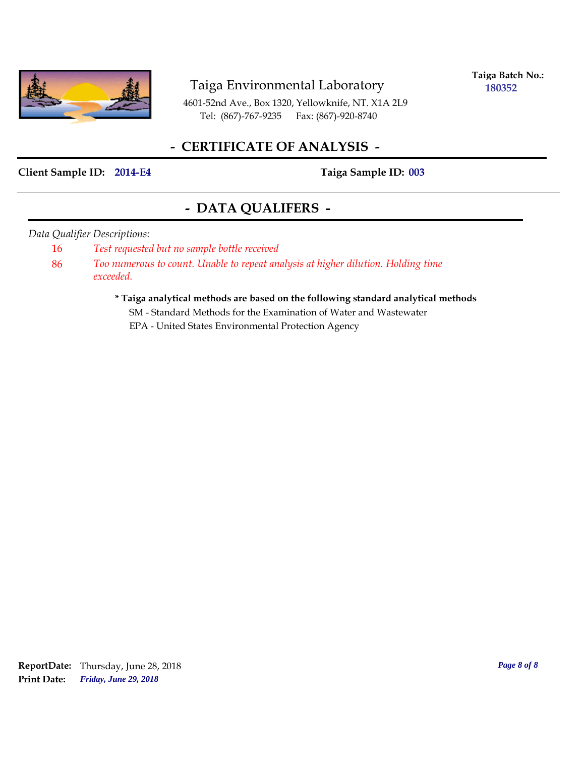Taiga Environmental Laboratory

4601-52nd Ave., Box 1320, Yellowknife, NT. X1A 2L9
Tel: (867)-767-9235 Fax: (867)-920-8740

**Taiga Batch No.:** 180352

# - CERTIFICATE OF ANALYSIS -

**Client Sample ID:** 2014-E4 **Taiga Sample ID:** 003

## - DATA QUALIFERS -

*Data Qualifier Descriptions:*

16 *Test requested but no sample bottle received*

86 *Too numerous to count. Unable to repeat analysis at higher dilution. Holding time exceeded.*

**\* Taiga analytical methods are based on the following standard analytical methods**

SM - Standard Methods for the Examination of Water and Wastewater

EPA - United States Environmental Protection Agency

**ReportDate:** Thursday, June 28, 2018
**Print Date:** *Friday, June 29, 2018*